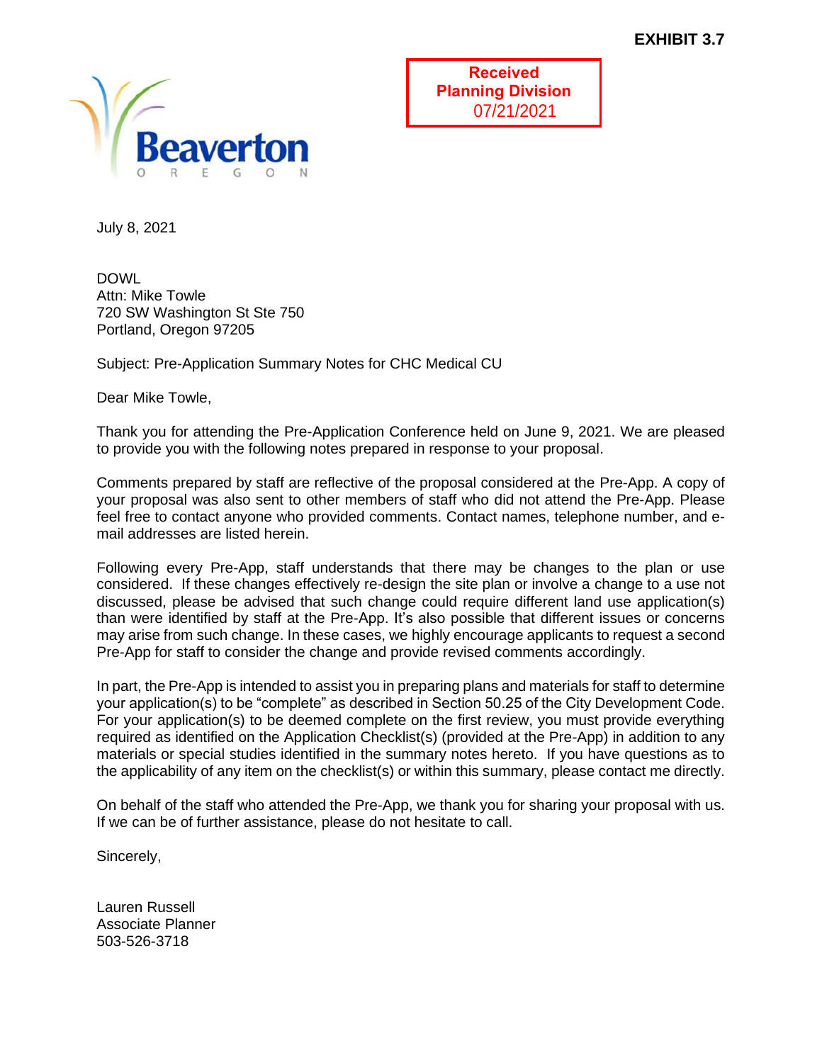**EXHIBIT 3.7**

Beaverton
OREGON

**Received**
**Planning Division**
07/21/2021

July 8, 2021

DOWL
Attn: Mike Towle
720 SW Washington St Ste 750
Portland, Oregon 97205

Subject: Pre-Application Summary Notes for CHC Medical CU

Dear Mike Towle,

Thank you for attending the Pre-Application Conference held on June 9, 2021. We are pleased to provide you with the following notes prepared in response to your proposal.

Comments prepared by staff are reflective of the proposal considered at the Pre-App. A copy of your proposal was also sent to other members of staff who did not attend the Pre-App. Please feel free to contact anyone who provided comments. Contact names, telephone number, and e-mail addresses are listed herein.

Following every Pre-App, staff understands that there may be changes to the plan or use considered. If these changes effectively re-design the site plan or involve a change to a use not discussed, please be advised that such change could require different land use application(s) than were identified by staff at the Pre-App. It's also possible that different issues or concerns may arise from such change. In these cases, we highly encourage applicants to request a second Pre-App for staff to consider the change and provide revised comments accordingly.

In part, the Pre-App is intended to assist you in preparing plans and materials for staff to determine your application(s) to be "complete" as described in Section 50.25 of the City Development Code. For your application(s) to be deemed complete on the first review, you must provide everything required as identified on the Application Checklist(s) (provided at the Pre-App) in addition to any materials or special studies identified in the summary notes hereto. If you have questions as to the applicability of any item on the checklist(s) or within this summary, please contact me directly.

On behalf of the staff who attended the Pre-App, we thank you for sharing your proposal with us. If we can be of further assistance, please do not hesitate to call.

Sincerely,

Lauren Russell
Associate Planner
503-526-3718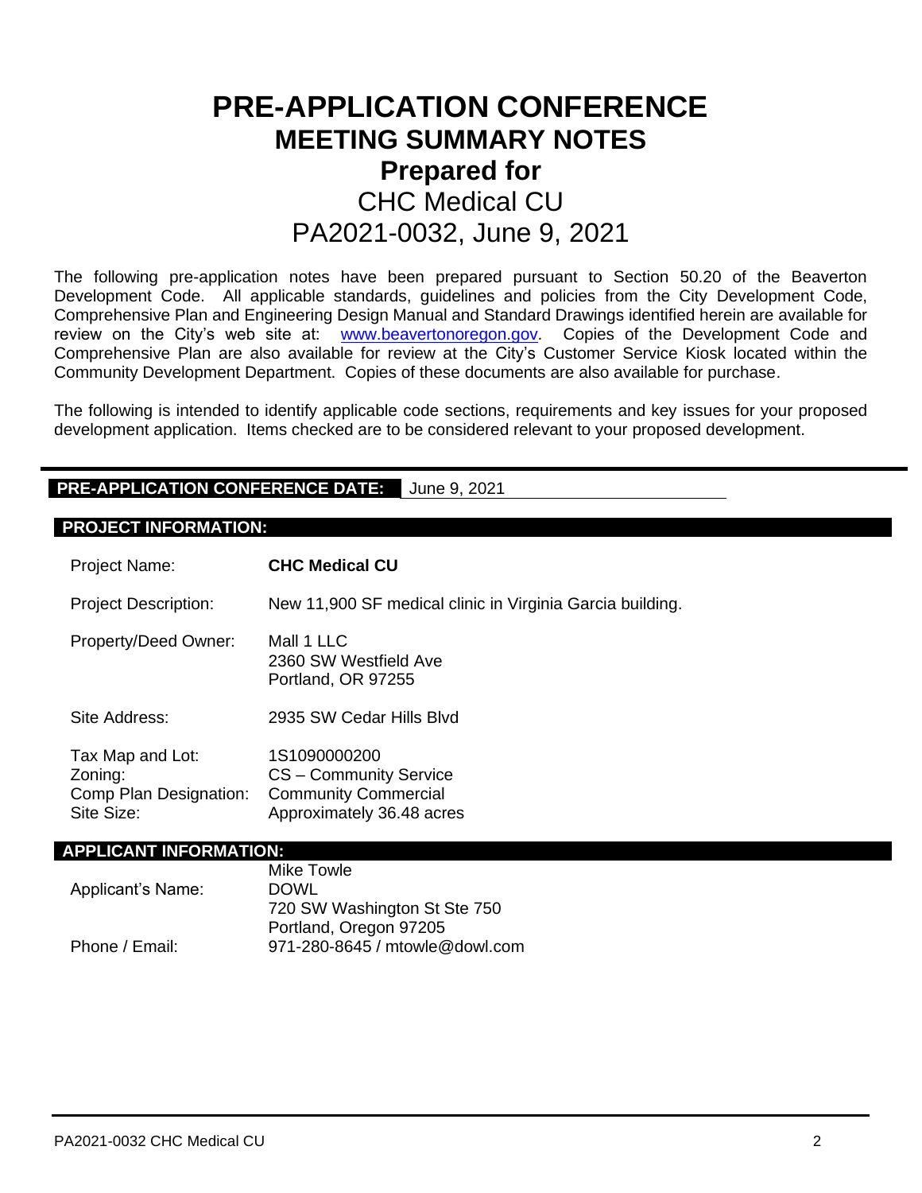# PRE-APPLICATION CONFERENCE

## MEETING SUMMARY NOTES

## Prepared for

## CHC Medical CU

## PA2021-0032, June 9, 2021

The following pre-application notes have been prepared pursuant to Section 50.20 of the Beaverton Development Code. All applicable standards, guidelines and policies from the City Development Code, Comprehensive Plan and Engineering Design Manual and Standard Drawings identified herein are available for review on the City's web site at: www.beavertonoregon.gov. Copies of the Development Code and Comprehensive Plan are also available for review at the City's Customer Service Kiosk located within the Community Development Department. Copies of these documents are also available for purchase.

The following is intended to identify applicable code sections, requirements and key issues for your proposed development application. Items checked are to be considered relevant to your proposed development.

**PRE-APPLICATION CONFERENCE DATE:** June 9, 2021

**PROJECT INFORMATION:**

| | |
|---|---|
| Project Name: | **CHC Medical CU** |
| Project Description: | New 11,900 SF medical clinic in Virginia Garcia building. |
| Property/Deed Owner: | Mall 1 LLC<br>2360 SW Westfield Ave<br>Portland, OR 97255 |
| Site Address: | 2935 SW Cedar Hills Blvd |
| Tax Map and Lot: | 1S1090000200 |
| Zoning: | CS – Community Service |
| Comp Plan Designation: | Community Commercial |
| Site Size: | Approximately 36.48 acres |

**APPLICANT INFORMATION:**

| | |
|---|---|
| Applicant's Name: | Mike Towle<br>DOWL<br>720 SW Washington St Ste 750<br>Portland, Oregon 97205 |
| Phone / Email: | 971-280-8645 / mtowle@dowl.com |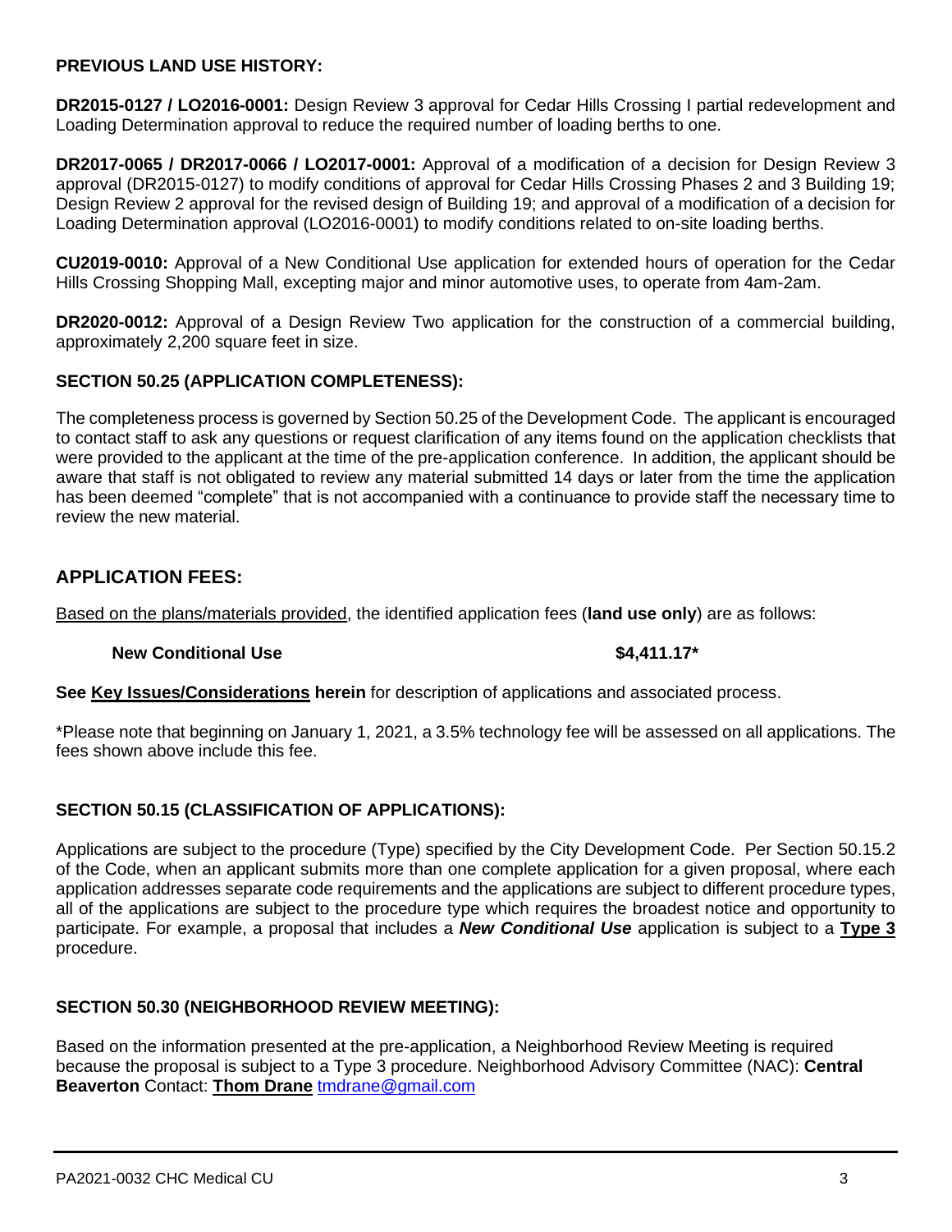**PREVIOUS LAND USE HISTORY:**

**DR2015-0127 / LO2016-0001:** Design Review 3 approval for Cedar Hills Crossing I partial redevelopment and Loading Determination approval to reduce the required number of loading berths to one.

**DR2017-0065 / DR2017-0066 / LO2017-0001:** Approval of a modification of a decision for Design Review 3 approval (DR2015-0127) to modify conditions of approval for Cedar Hills Crossing Phases 2 and 3 Building 19; Design Review 2 approval for the revised design of Building 19; and approval of a modification of a decision for Loading Determination approval (LO2016-0001) to modify conditions related to on-site loading berths.

**CU2019-0010:** Approval of a New Conditional Use application for extended hours of operation for the Cedar Hills Crossing Shopping Mall, excepting major and minor automotive uses, to operate from 4am-2am.

**DR2020-0012:** Approval of a Design Review Two application for the construction of a commercial building, approximately 2,200 square feet in size.

**SECTION 50.25 (APPLICATION COMPLETENESS):**

The completeness process is governed by Section 50.25 of the Development Code. The applicant is encouraged to contact staff to ask any questions or request clarification of any items found on the application checklists that were provided to the applicant at the time of the pre-application conference. In addition, the applicant should be aware that staff is not obligated to review any material submitted 14 days or later from the time the application has been deemed "complete" that is not accompanied with a continuance to provide staff the necessary time to review the new material.

## APPLICATION FEES:

Based on the plans/materials provided, the identified application fees (**land use only**) are as follows:

**New Conditional Use** **$4,411.17***

**See Key Issues/Considerations herein** for description of applications and associated process.

*Please note that beginning on January 1, 2021, a 3.5% technology fee will be assessed on all applications. The fees shown above include this fee.

**SECTION 50.15 (CLASSIFICATION OF APPLICATIONS):**

Applications are subject to the procedure (Type) specified by the City Development Code. Per Section 50.15.2 of the Code, when an applicant submits more than one complete application for a given proposal, where each application addresses separate code requirements and the applications are subject to different procedure types, all of the applications are subject to the procedure type which requires the broadest notice and opportunity to participate. For example, a proposal that includes a ***New Conditional Use*** application is subject to a **Type 3** procedure.

**SECTION 50.30 (NEIGHBORHOOD REVIEW MEETING):**

Based on the information presented at the pre-application, a Neighborhood Review Meeting is required because the proposal is subject to a Type 3 procedure. Neighborhood Advisory Committee (NAC): **Central Beaverton** Contact: **Thom Drane** tmdrane@gmail.com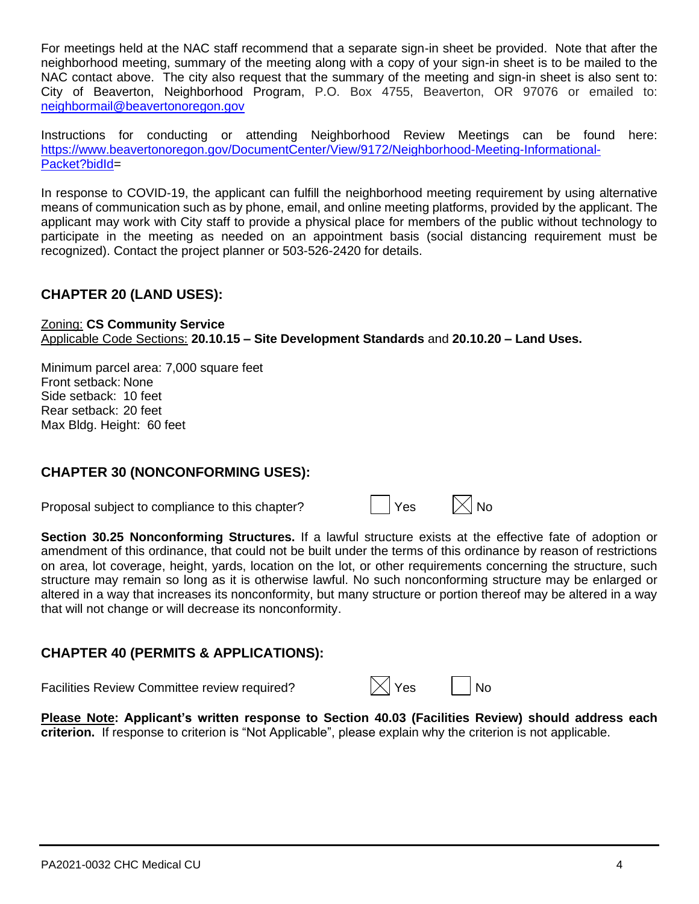For meetings held at the NAC staff recommend that a separate sign-in sheet be provided. Note that after the neighborhood meeting, summary of the meeting along with a copy of your sign-in sheet is to be mailed to the NAC contact above. The city also request that the summary of the meeting and sign-in sheet is also sent to: City of Beaverton, Neighborhood Program, P.O. Box 4755, Beaverton, OR 97076 or emailed to: neighbormail@beavertonoregon.gov

Instructions for conducting or attending Neighborhood Review Meetings can be found here: https://www.beavertonoregon.gov/DocumentCenter/View/9172/Neighborhood-Meeting-Informational-Packet?bidId=

In response to COVID-19, the applicant can fulfill the neighborhood meeting requirement by using alternative means of communication such as by phone, email, and online meeting platforms, provided by the applicant. The applicant may work with City staff to provide a physical place for members of the public without technology to participate in the meeting as needed on an appointment basis (social distancing requirement must be recognized). Contact the project planner or 503-526-2420 for details.

## CHAPTER 20 (LAND USES):

Zoning: **CS Community Service**
Applicable Code Sections: **20.10.15 – Site Development Standards** and **20.10.20 – Land Uses.**

Minimum parcel area: 7,000 square feet
Front setback: None
Side setback: 10 feet
Rear setback: 20 feet
Max Bldg. Height: 60 feet

## CHAPTER 30 (NONCONFORMING USES):

Proposal subject to compliance to this chapter? ☐ Yes ☒ No

**Section 30.25 Nonconforming Structures.** If a lawful structure exists at the effective fate of adoption or amendment of this ordinance, that could not be built under the terms of this ordinance by reason of restrictions on area, lot coverage, height, yards, location on the lot, or other requirements concerning the structure, such structure may remain so long as it is otherwise lawful. No such nonconforming structure may be enlarged or altered in a way that increases its nonconformity, but many structure or portion thereof may be altered in a way that will not change or will decrease its nonconformity.

## CHAPTER 40 (PERMITS & APPLICATIONS):

Facilities Review Committee review required? ☒ Yes ☐ No

**Please Note: Applicant's written response to Section 40.03 (Facilities Review) should address each criterion.** If response to criterion is "Not Applicable", please explain why the criterion is not applicable.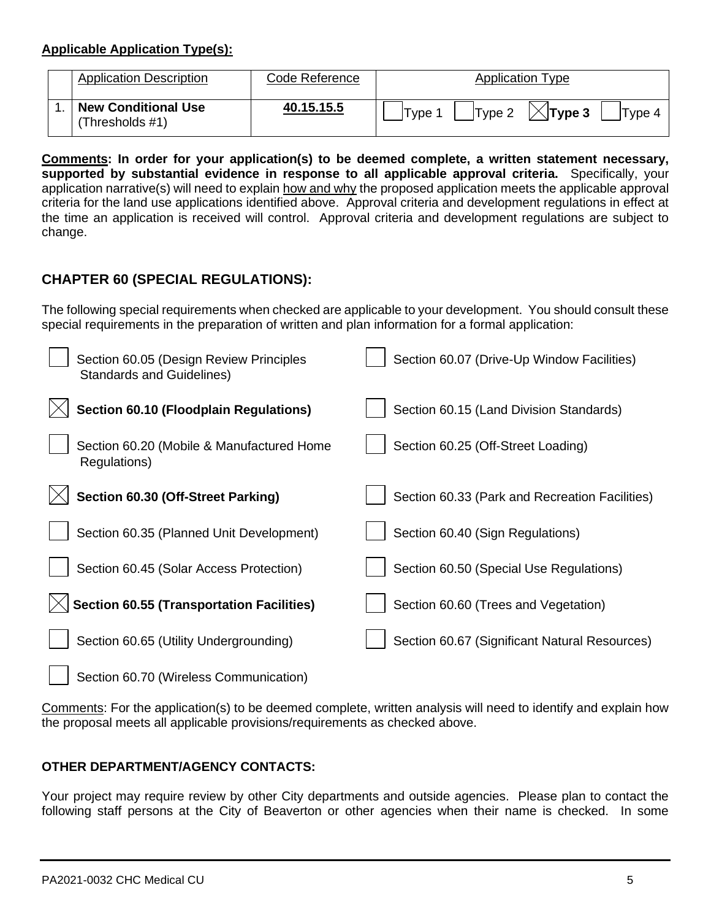**Applicable Application Type(s):**

| | Application Description | Code Reference | Application Type |
|---|---|---|---|
| 1. | **New Conditional Use** (Thresholds #1) | **40.15.15.5** | ☐ Type 1 ☐ Type 2 ☒ **Type 3** ☐ Type 4 |

**Comments: In order for your application(s) to be deemed complete, a written statement necessary, supported by substantial evidence in response to all applicable approval criteria.** Specifically, your application narrative(s) will need to explain how and why the proposed application meets the applicable approval criteria for the land use applications identified above. Approval criteria and development regulations in effect at the time an application is received will control. Approval criteria and development regulations are subject to change.

## CHAPTER 60 (SPECIAL REGULATIONS):

The following special requirements when checked are applicable to your development. You should consult these special requirements in the preparation of written and plan information for a formal application:

- ☐ Section 60.05 (Design Review Principles Standards and Guidelines)
- ☐ Section 60.07 (Drive-Up Window Facilities)
- ☒ **Section 60.10 (Floodplain Regulations)**
- ☐ Section 60.15 (Land Division Standards)
- ☐ Section 60.20 (Mobile & Manufactured Home Regulations)
- ☐ Section 60.25 (Off-Street Loading)
- ☒ **Section 60.30 (Off-Street Parking)**
- ☐ Section 60.33 (Park and Recreation Facilities)
- ☐ Section 60.35 (Planned Unit Development)
- ☐ Section 60.40 (Sign Regulations)
- ☐ Section 60.45 (Solar Access Protection)
- ☐ Section 60.50 (Special Use Regulations)
- ☒ **Section 60.55 (Transportation Facilities)**
- ☐ Section 60.60 (Trees and Vegetation)
- ☐ Section 60.65 (Utility Undergrounding)
- ☐ Section 60.67 (Significant Natural Resources)
- ☐ Section 60.70 (Wireless Communication)

Comments: For the application(s) to be deemed complete, written analysis will need to identify and explain how the proposal meets all applicable provisions/requirements as checked above.

**OTHER DEPARTMENT/AGENCY CONTACTS:**

Your project may require review by other City departments and outside agencies. Please plan to contact the following staff persons at the City of Beaverton or other agencies when their name is checked. In some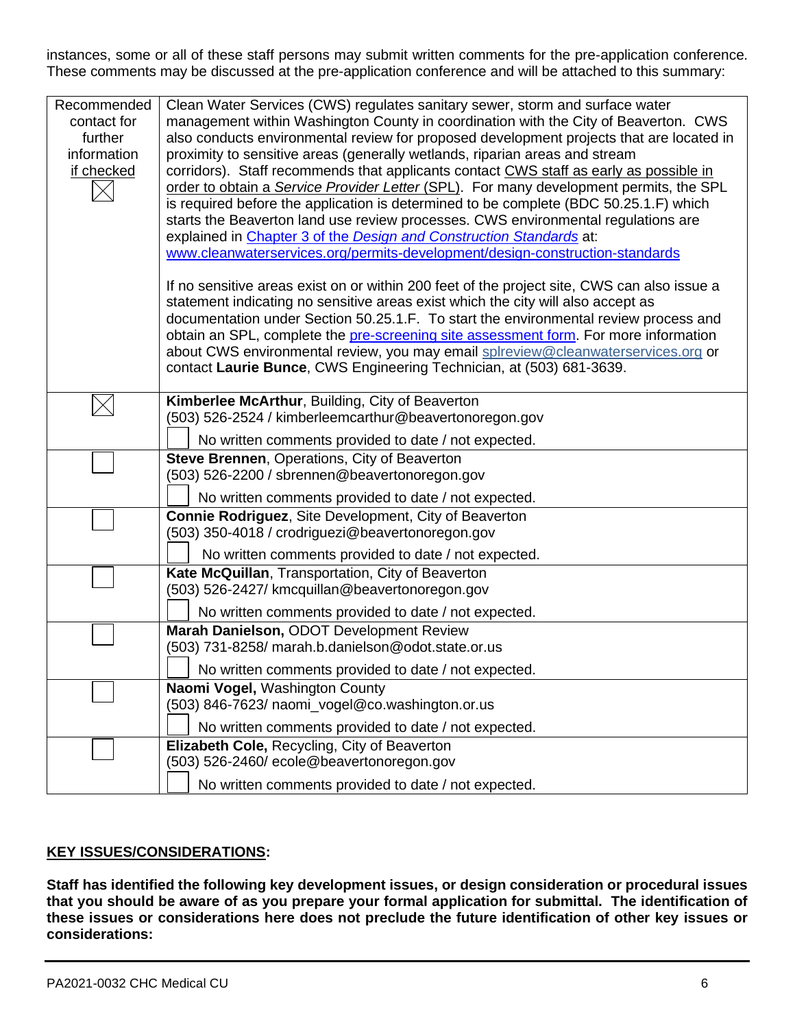instances, some or all of these staff persons may submit written comments for the pre-application conference. These comments may be discussed at the pre-application conference and will be attached to this summary:

| Recommended contact for further information if checked | |
|---|---|
| ☒ | Clean Water Services (CWS) regulates sanitary sewer, storm and surface water management within Washington County in coordination with the City of Beaverton. CWS also conducts environmental review for proposed development projects that are located in proximity to sensitive areas (generally wetlands, riparian areas and stream corridors). Staff recommends that applicants contact CWS staff as early as possible in order to obtain a *Service Provider Letter* (SPL). For many development permits, the SPL is required before the application is determined to be complete (BDC 50.25.1.F) which starts the Beaverton land use review processes. CWS environmental regulations are explained in Chapter 3 of the *Design and Construction Standards* at: www.cleanwaterservices.org/permits-development/design-construction-standards<br><br>If no sensitive areas exist on or within 200 feet of the project site, CWS can also issue a statement indicating no sensitive areas exist which the city will also accept as documentation under Section 50.25.1.F. To start the environmental review process and obtain an SPL, complete the pre-screening site assessment form. For more information about CWS environmental review, you may email splreview@cleanwaterservices.org or contact **Laurie Bunce**, CWS Engineering Technician, at (503) 681-3639. |
| ☒ | **Kimberlee McArthur**, Building, City of Beaverton<br>(503) 526-2524 / kimberleemcarthur@beavertonoregon.gov<br>☐ No written comments provided to date / not expected. |
| ☐ | **Steve Brennen**, Operations, City of Beaverton<br>(503) 526-2200 / sbrennen@beavertonoregon.gov<br>☐ No written comments provided to date / not expected. |
| ☐ | **Connie Rodriguez**, Site Development, City of Beaverton<br>(503) 350-4018 / crodriguezi@beavertonoregon.gov<br>☐ No written comments provided to date / not expected. |
| ☐ | **Kate McQuillan**, Transportation, City of Beaverton<br>(503) 526-2427/ kmcquillan@beavertonoregon.gov<br>☐ No written comments provided to date / not expected. |
| ☐ | **Marah Danielson,** ODOT Development Review<br>(503) 731-8258/ marah.b.danielson@odot.state.or.us<br>☐ No written comments provided to date / not expected. |
| ☐ | **Naomi Vogel,** Washington County<br>(503) 846-7623/ naomi_vogel@co.washington.or.us<br>☐ No written comments provided to date / not expected. |
| ☐ | **Elizabeth Cole,** Recycling, City of Beaverton<br>(503) 526-2460/ ecole@beavertonoregon.gov<br>☐ No written comments provided to date / not expected. |

## KEY ISSUES/CONSIDERATIONS:

**Staff has identified the following key development issues, or design consideration or procedural issues that you should be aware of as you prepare your formal application for submittal. The identification of these issues or considerations here does not preclude the future identification of other key issues or considerations:**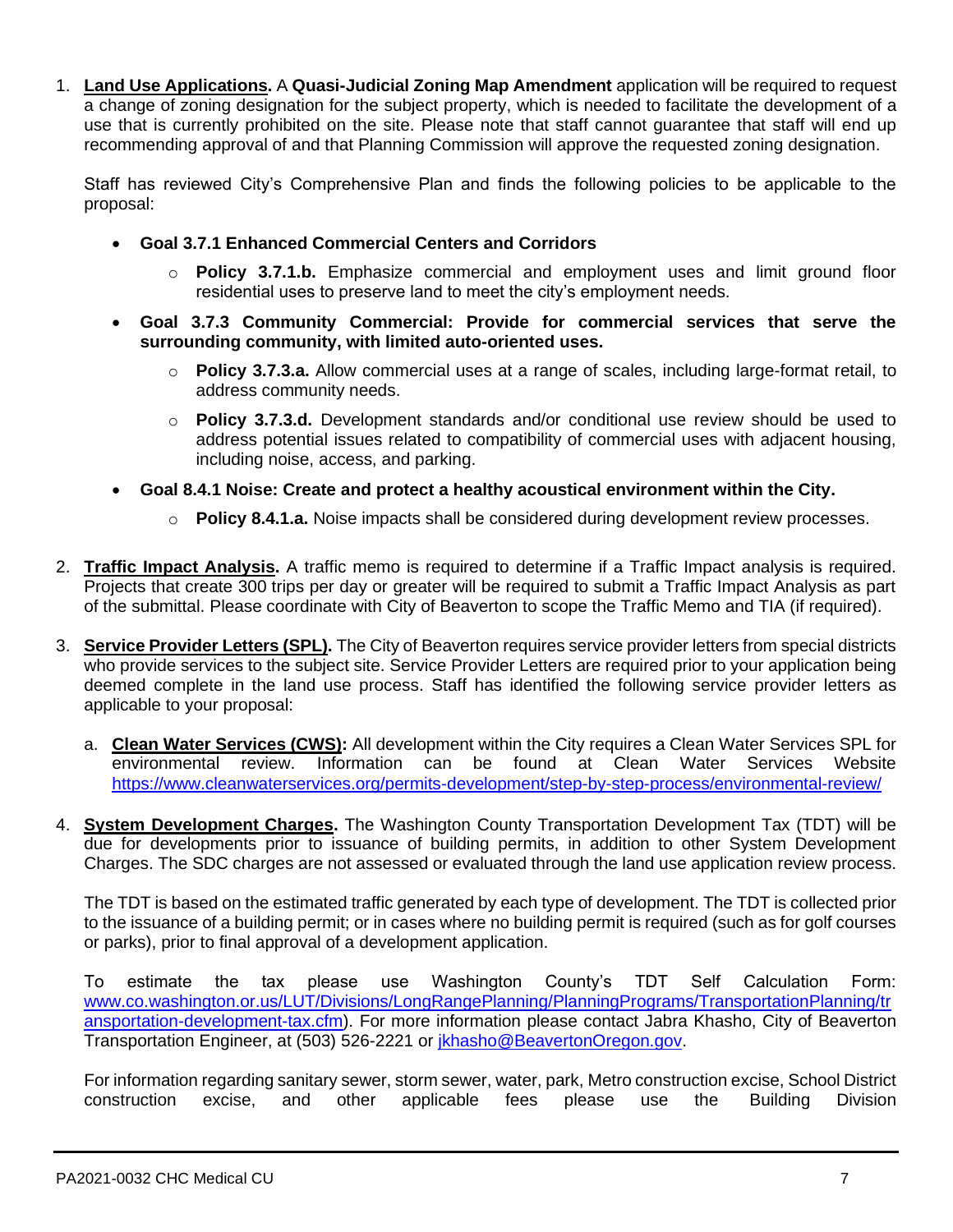1. **Land Use Applications.** A **Quasi-Judicial Zoning Map Amendment** application will be required to request a change of zoning designation for the subject property, which is needed to facilitate the development of a use that is currently prohibited on the site. Please note that staff cannot guarantee that staff will end up recommending approval of and that Planning Commission will approve the requested zoning designation.

   Staff has reviewed City's Comprehensive Plan and finds the following policies to be applicable to the proposal:

   - **Goal 3.7.1 Enhanced Commercial Centers and Corridors**
     - **Policy 3.7.1.b.** Emphasize commercial and employment uses and limit ground floor residential uses to preserve land to meet the city's employment needs.
   - **Goal 3.7.3 Community Commercial: Provide for commercial services that serve the surrounding community, with limited auto-oriented uses.**
     - **Policy 3.7.3.a.** Allow commercial uses at a range of scales, including large-format retail, to address community needs.
     - **Policy 3.7.3.d.** Development standards and/or conditional use review should be used to address potential issues related to compatibility of commercial uses with adjacent housing, including noise, access, and parking.
   - **Goal 8.4.1 Noise: Create and protect a healthy acoustical environment within the City.**
     - **Policy 8.4.1.a.** Noise impacts shall be considered during development review processes.

2. **Traffic Impact Analysis.** A traffic memo is required to determine if a Traffic Impact analysis is required. Projects that create 300 trips per day or greater will be required to submit a Traffic Impact Analysis as part of the submittal. Please coordinate with City of Beaverton to scope the Traffic Memo and TIA (if required).

3. **Service Provider Letters (SPL).** The City of Beaverton requires service provider letters from special districts who provide services to the subject site. Service Provider Letters are required prior to your application being deemed complete in the land use process. Staff has identified the following service provider letters as applicable to your proposal:

   a. **Clean Water Services (CWS):** All development within the City requires a Clean Water Services SPL for environmental review. Information can be found at Clean Water Services Website https://www.cleanwaterservices.org/permits-development/step-by-step-process/environmental-review/

4. **System Development Charges.** The Washington County Transportation Development Tax (TDT) will be due for developments prior to issuance of building permits, in addition to other System Development Charges. The SDC charges are not assessed or evaluated through the land use application review process.

   The TDT is based on the estimated traffic generated by each type of development. The TDT is collected prior to the issuance of a building permit; or in cases where no building permit is required (such as for golf courses or parks), prior to final approval of a development application.

   To estimate the tax please use Washington County's TDT Self Calculation Form: www.co.washington.or.us/LUT/Divisions/LongRangePlanning/PlanningPrograms/TransportationPlanning/transportation-development-tax.cfm). For more information please contact Jabra Khasho, City of Beaverton Transportation Engineer, at (503) 526-2221 or jkhasho@BeavertonOregon.gov.

   For information regarding sanitary sewer, storm sewer, water, park, Metro construction excise, School District construction excise, and other applicable fees please use the Building Division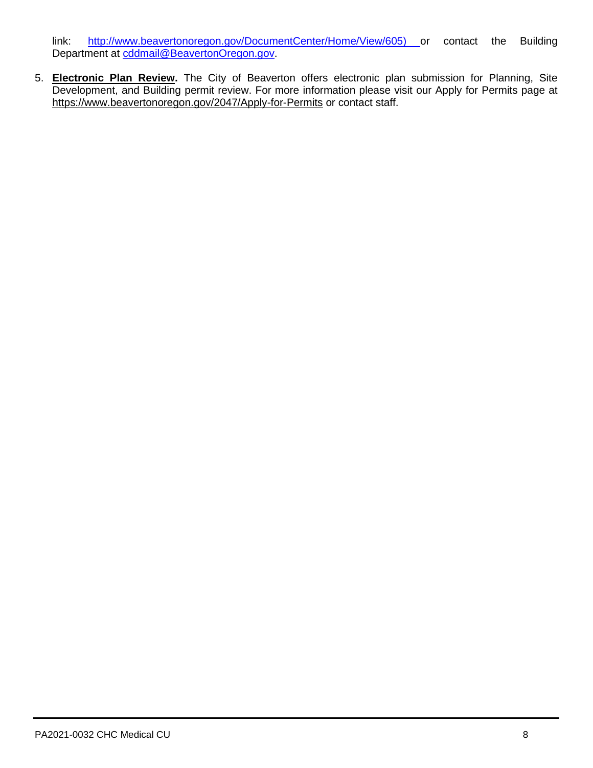link: http://www.beavertonoregon.gov/DocumentCenter/Home/View/605) or contact the Building Department at cddmail@BeavertonOregon.gov.

5. **Electronic Plan Review.** The City of Beaverton offers electronic plan submission for Planning, Site Development, and Building permit review. For more information please visit our Apply for Permits page at https://www.beavertonoregon.gov/2047/Apply-for-Permits or contact staff.